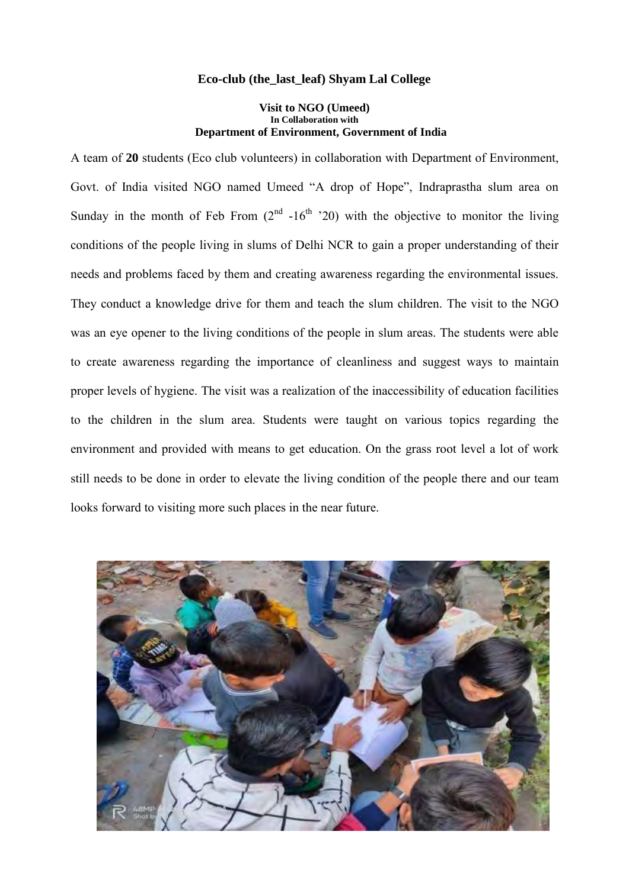# Eco-club (the_last_leaf) Shyam Lal College

## Visit to NGO (Umeed)

**In Collaboration with**

**Department of Environment, Government of India**

A team of **20** students (Eco club volunteers) in collaboration with Department of Environment, Govt. of India visited NGO named Umeed "A drop of Hope", Indraprastha slum area on Sunday in the month of Feb From ($2^{nd}$ -$16^{th}$ '20) with the objective to monitor the living conditions of the people living in slums of Delhi NCR to gain a proper understanding of their needs and problems faced by them and creating awareness regarding the environmental issues. They conduct a knowledge drive for them and teach the slum children. The visit to the NGO was an eye opener to the living conditions of the people in slum areas. The students were able to create awareness regarding the importance of cleanliness and suggest ways to maintain proper levels of hygiene. The visit was a realization of the inaccessibility of education facilities to the children in the slum area. Students were taught on various topics regarding the environment and provided with means to get education. On the grass root level a lot of work still needs to be done in order to elevate the living condition of the people there and our team looks forward to visiting more such places in the near future.